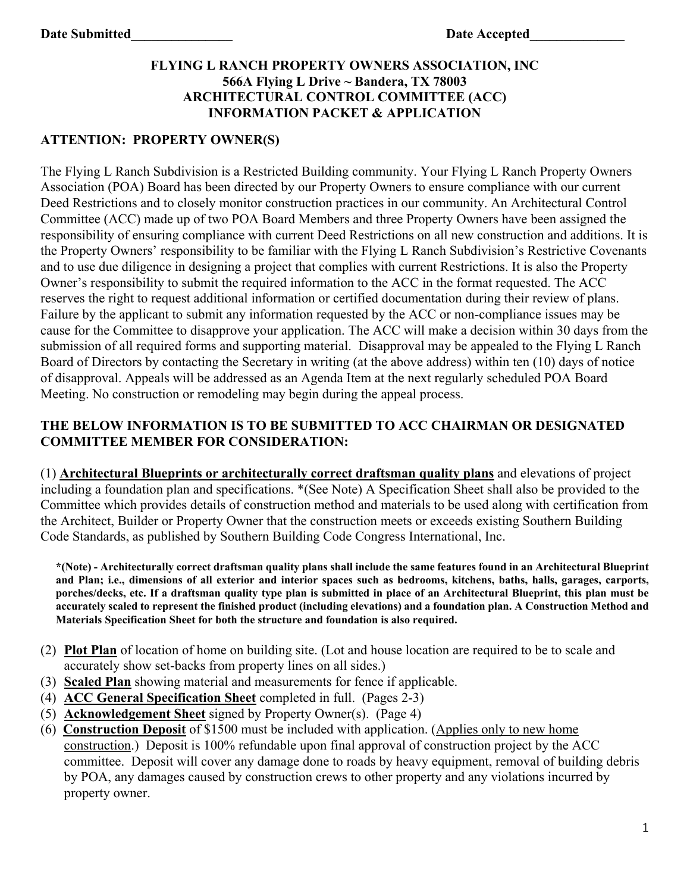**Date Submitted_______________** **Date Accepted______________**

# FLYING L RANCH PROPERTY OWNERS ASSOCIATION, INC
## 566A Flying L Drive ~ Bandera, TX 78003
## ARCHITECTURAL CONTROL COMMITTEE (ACC)
## INFORMATION PACKET & APPLICATION

**ATTENTION: PROPERTY OWNER(S)**

The Flying L Ranch Subdivision is a Restricted Building community. Your Flying L Ranch Property Owners Association (POA) Board has been directed by our Property Owners to ensure compliance with our current Deed Restrictions and to closely monitor construction practices in our community. An Architectural Control Committee (ACC) made up of two POA Board Members and three Property Owners have been assigned the responsibility of ensuring compliance with current Deed Restrictions on all new construction and additions. It is the Property Owners' responsibility to be familiar with the Flying L Ranch Subdivision's Restrictive Covenants and to use due diligence in designing a project that complies with current Restrictions. It is also the Property Owner's responsibility to submit the required information to the ACC in the format requested. The ACC reserves the right to request additional information or certified documentation during their review of plans. Failure by the applicant to submit any information requested by the ACC or non-compliance issues may be cause for the Committee to disapprove your application. The ACC will make a decision within 30 days from the submission of all required forms and supporting material. Disapproval may be appealed to the Flying L Ranch Board of Directors by contacting the Secretary in writing (at the above address) within ten (10) days of notice of disapproval. Appeals will be addressed as an Agenda Item at the next regularly scheduled POA Board Meeting. No construction or remodeling may begin during the appeal process.

**THE BELOW INFORMATION IS TO BE SUBMITTED TO ACC CHAIRMAN OR DESIGNATED COMMITTEE MEMBER FOR CONSIDERATION:**

(1) **Architectural Blueprints or architecturally correct draftsman quality plans** and elevations of project including a foundation plan and specifications. *(See Note) A Specification Sheet shall also be provided to the Committee which provides details of construction method and materials to be used along with certification from the Architect, Builder or Property Owner that the construction meets or exceeds existing Southern Building Code Standards, as published by Southern Building Code Congress International, Inc.

> ***(Note) - Architecturally correct draftsman quality plans shall include the same features found in an Architectural Blueprint and Plan; i.e., dimensions of all exterior and interior spaces such as bedrooms, kitchens, baths, halls, garages, carports, porches/decks, etc. If a draftsman quality type plan is submitted in place of an Architectural Blueprint, this plan must be accurately scaled to represent the finished product (including elevations) and a foundation plan. A Construction Method and Materials Specification Sheet for both the structure and foundation is also required.**

(2) **Plot Plan** of location of home on building site. (Lot and house location are required to be to scale and accurately show set-backs from property lines on all sides.)

(3) **Scaled Plan** showing material and measurements for fence if applicable.

(4) **ACC General Specification Sheet** completed in full. (Pages 2-3)

(5) **Acknowledgement Sheet** signed by Property Owner(s). (Page 4)

(6) **Construction Deposit** of $1500 must be included with application. (Applies only to new home construction.) Deposit is 100% refundable upon final approval of construction project by the ACC committee. Deposit will cover any damage done to roads by heavy equipment, removal of building debris by POA, any damages caused by construction crews to other property and any violations incurred by property owner.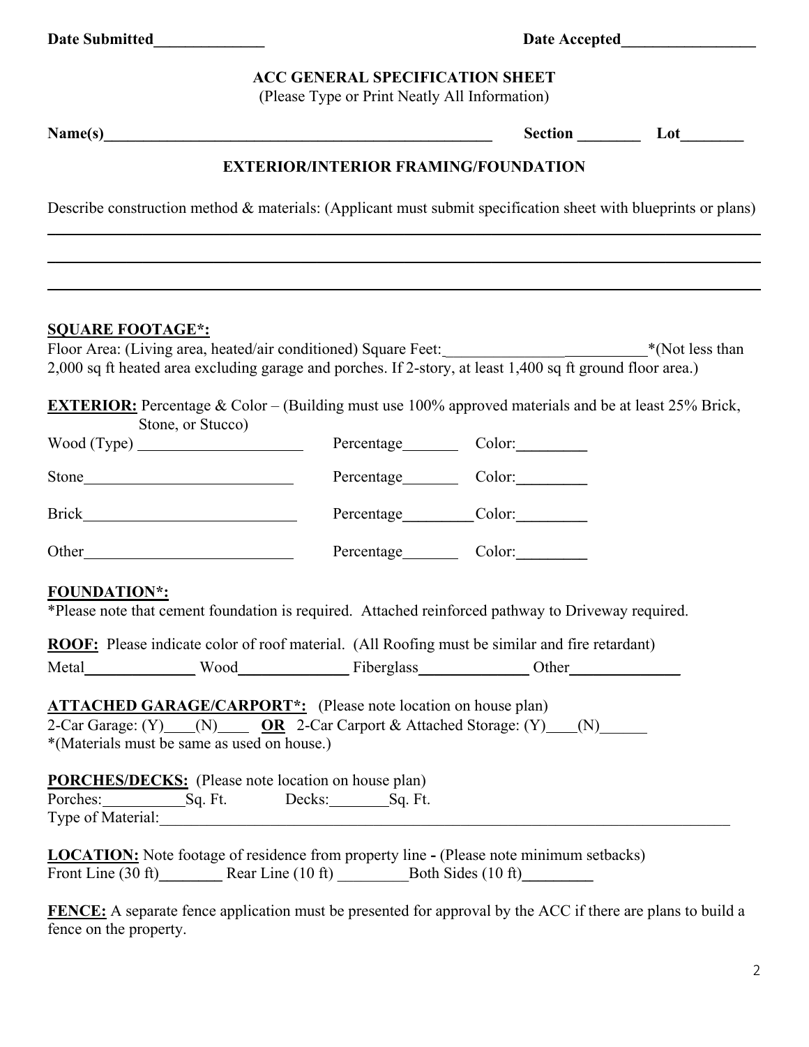**Date Submitted______________** **Date Accepted_________________**

## ACC GENERAL SPECIFICATION SHEET

(Please Type or Print Neatly All Information)

**Name(s)__________________________________________________ Section ________ Lot________**

### EXTERIOR/INTERIOR FRAMING/FOUNDATION

Describe construction method & materials: (Applicant must submit specification sheet with blueprints or plans)

______________________________________________________________________________

______________________________________________________________________________

______________________________________________________________________________

**SQUARE FOOTAGE*:**

Floor Area: (Living area, heated/air conditioned) Square Feet:__________________________*(Not less than 2,000 sq ft heated area excluding garage and porches. If 2-story, at least 1,400 sq ft ground floor area.)

**EXTERIOR:** Percentage & Color – (Building must use 100% approved materials and be at least 25% Brick, Stone, or Stucco)

Wood (Type) _____________________ Percentage_______ Color:_________

Stone___________________________ Percentage_______ Color:_________

Brick___________________________ Percentage_________Color:_________

Other___________________________ Percentage_______ Color:_________

**FOUNDATION*:**

*Please note that cement foundation is required. Attached reinforced pathway to Driveway required.

**ROOF:** Please indicate color of roof material. (All Roofing must be similar and fire retardant)

Metal______________ Wood______________ Fiberglass______________ Other______________

**ATTACHED GARAGE/CARPORT*:** (Please note location on house plan)

2-Car Garage: (Y)____(N)____ **OR** 2-Car Carport & Attached Storage: (Y)____(N)______

*(Materials must be same as used on house.)

**PORCHES/DECKS:** (Please note location on house plan)

Porches:__________Sq. Ft. Decks:_______Sq. Ft.

Type of Material:______________________________________________________________________

**LOCATION:** Note footage of residence from property line **-** (Please note minimum setbacks)

Front Line (30 ft)________ Rear Line (10 ft) _________Both Sides (10 ft)_________

**FENCE:** A separate fence application must be presented for approval by the ACC if there are plans to build a fence on the property.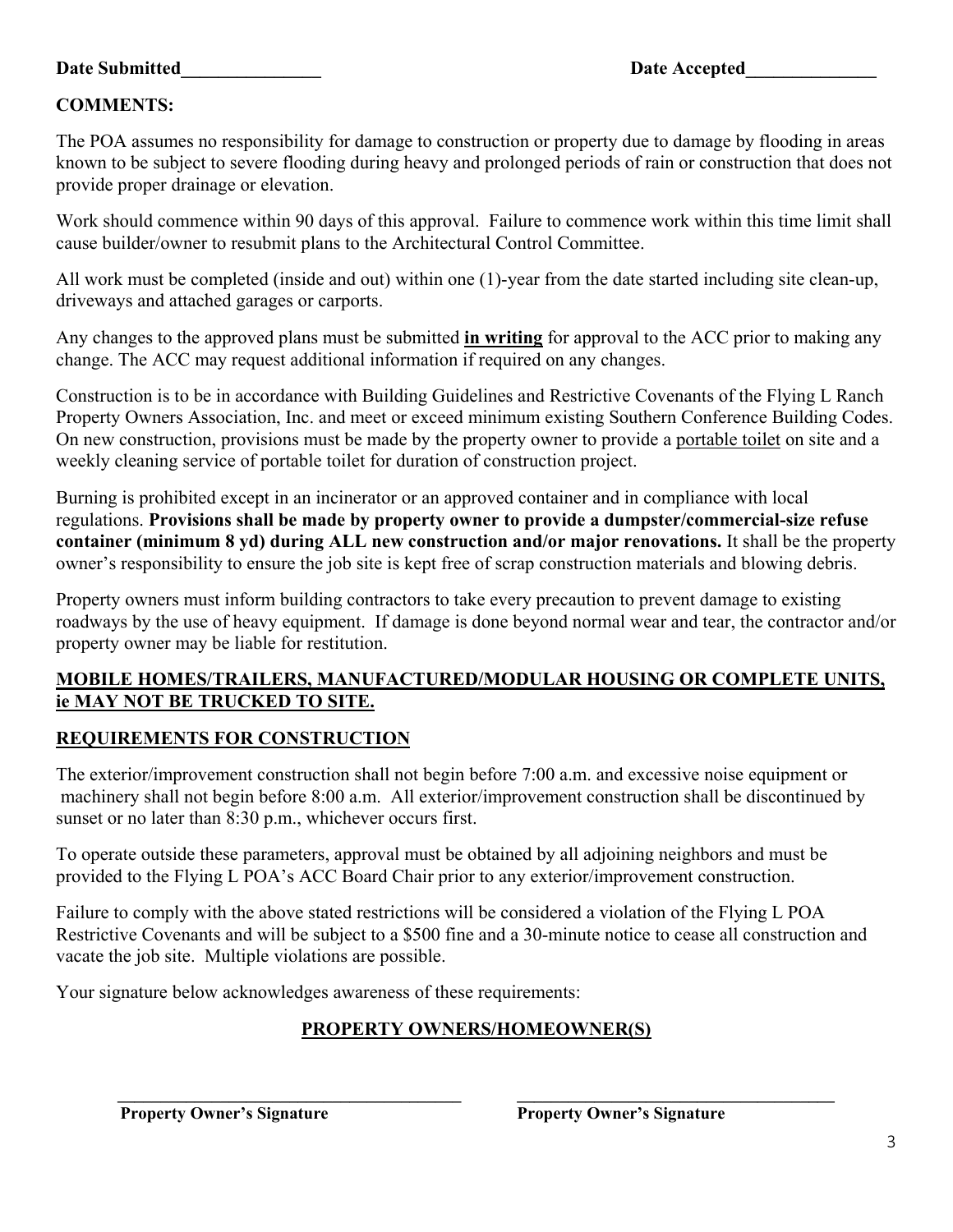**Date Submitted_______________** **Date Accepted______________**

**COMMENTS:**

The POA assumes no responsibility for damage to construction or property due to damage by flooding in areas known to be subject to severe flooding during heavy and prolonged periods of rain or construction that does not provide proper drainage or elevation.

Work should commence within 90 days of this approval. Failure to commence work within this time limit shall cause builder/owner to resubmit plans to the Architectural Control Committee.

All work must be completed (inside and out) within one (1)-year from the date started including site clean-up, driveways and attached garages or carports.

Any changes to the approved plans must be submitted **in writing** for approval to the ACC prior to making any change. The ACC may request additional information if required on any changes.

Construction is to be in accordance with Building Guidelines and Restrictive Covenants of the Flying L Ranch Property Owners Association, Inc. and meet or exceed minimum existing Southern Conference Building Codes. On new construction, provisions must be made by the property owner to provide a portable toilet on site and a weekly cleaning service of portable toilet for duration of construction project.

Burning is prohibited except in an incinerator or an approved container and in compliance with local regulations. **Provisions shall be made by property owner to provide a dumpster/commercial-size refuse container (minimum 8 yd) during ALL new construction and/or major renovations.** It shall be the property owner's responsibility to ensure the job site is kept free of scrap construction materials and blowing debris.

Property owners must inform building contractors to take every precaution to prevent damage to existing roadways by the use of heavy equipment. If damage is done beyond normal wear and tear, the contractor and/or property owner may be liable for restitution.

**MOBILE HOMES/TRAILERS, MANUFACTURED/MODULAR HOUSING OR COMPLETE UNITS, ie MAY NOT BE TRUCKED TO SITE.**

## REQUIREMENTS FOR CONSTRUCTION

The exterior/improvement construction shall not begin before 7:00 a.m. and excessive noise equipment or machinery shall not begin before 8:00 a.m. All exterior/improvement construction shall be discontinued by sunset or no later than 8:30 p.m., whichever occurs first.

To operate outside these parameters, approval must be obtained by all adjoining neighbors and must be provided to the Flying L POA's ACC Board Chair prior to any exterior/improvement construction.

Failure to comply with the above stated restrictions will be considered a violation of the Flying L POA Restrictive Covenants and will be subject to a $500 fine and a 30-minute notice to cease all construction and vacate the job site. Multiple violations are possible.

Your signature below acknowledges awareness of these requirements:

**PROPERTY OWNERS/HOMEOWNER(S)**

_________________________________________ _____________________________________

**Property Owner's Signature** **Property Owner's Signature**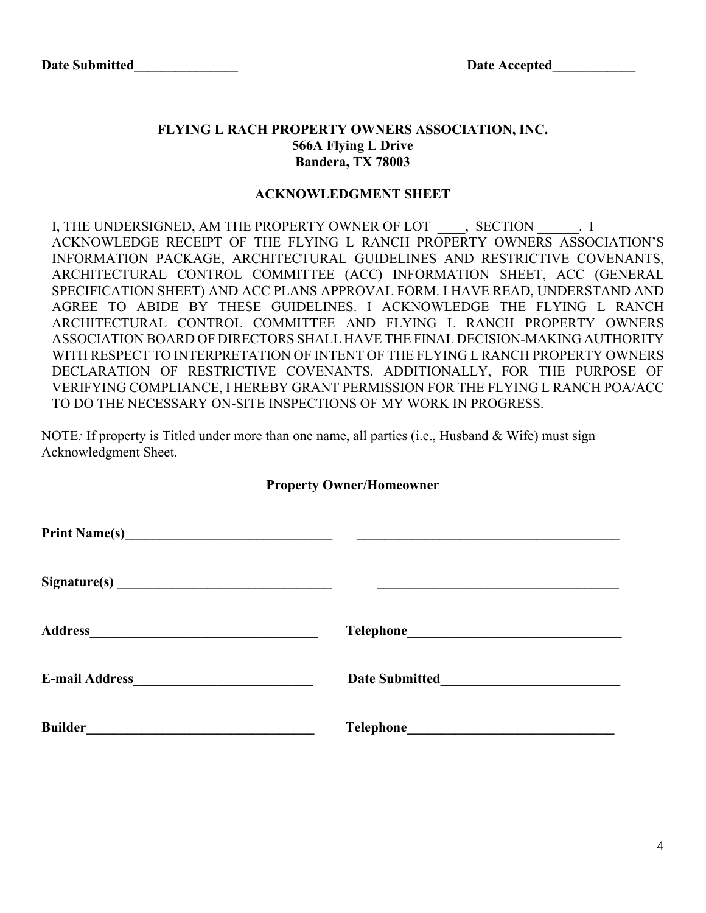**Date Submitted_______________** **Date Accepted____________**

**FLYING L RACH PROPERTY OWNERS ASSOCIATION, INC.**
**566A Flying L Drive**
**Bandera, TX 78003**

**ACKNOWLEDGMENT SHEET**

I, THE UNDERSIGNED, AM THE PROPERTY OWNER OF LOT ____, SECTION ______. I ACKNOWLEDGE RECEIPT OF THE FLYING L RANCH PROPERTY OWNERS ASSOCIATION'S INFORMATION PACKAGE, ARCHITECTURAL GUIDELINES AND RESTRICTIVE COVENANTS, ARCHITECTURAL CONTROL COMMITTEE (ACC) INFORMATION SHEET, ACC (GENERAL SPECIFICATION SHEET) AND ACC PLANS APPROVAL FORM. I HAVE READ, UNDERSTAND AND AGREE TO ABIDE BY THESE GUIDELINES. I ACKNOWLEDGE THE FLYING L RANCH ARCHITECTURAL CONTROL COMMITTEE AND FLYING L RANCH PROPERTY OWNERS ASSOCIATION BOARD OF DIRECTORS SHALL HAVE THE FINAL DECISION-MAKING AUTHORITY WITH RESPECT TO INTERPRETATION OF INTENT OF THE FLYING L RANCH PROPERTY OWNERS DECLARATION OF RESTRICTIVE COVENANTS. ADDITIONALLY, FOR THE PURPOSE OF VERIFYING COMPLIANCE, I HEREBY GRANT PERMISSION FOR THE FLYING L RANCH POA/ACC TO DO THE NECESSARY ON-SITE INSPECTIONS OF MY WORK IN PROGRESS.

NOTE*:* If property is Titled under more than one name, all parties (i.e., Husband & Wife) must sign Acknowledgment Sheet.

**Property Owner/Homeowner**

**Print Name(s)_______________________________** _______________________________________

**Signature(s) _______________________________** ____________________________________

**Address__________________________________** **Telephone_______________________________**

**E-mail Address**__________________________ **Date Submitted__________________________**

**Builder_________________________________** **Telephone______________________________**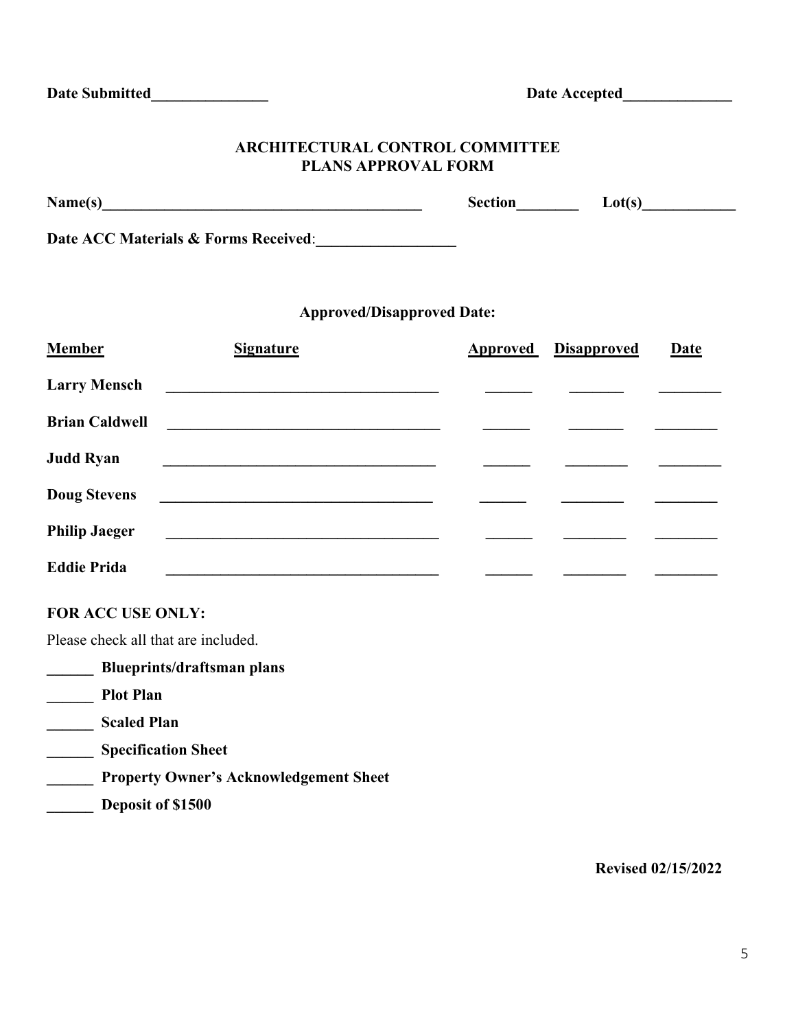**Date Submitted_______________** **Date Accepted______________**

## ARCHITECTURAL CONTROL COMMITTEE
## PLANS APPROVAL FORM

**Name(s)__________________________________________** **Section________** **Lot(s)____________**

**Date ACC Materials & Forms Received**:__________________

**Approved/Disapproved Date:**

| Member | Signature | Approved | Disapproved | Date |
|---|---|---|---|---|
| **Larry Mensch** | ____________________________________ | ______ | _______ | ________ |
| **Brian Caldwell** | ____________________________________ | ______ | _______ | ________ |
| **Judd Ryan** | ____________________________________ | ______ | ________ | ________ |
| **Doug Stevens** | ____________________________________ | ______ | ________ | ________ |
| **Philip Jaeger** | ____________________________________ | ______ | ________ | ________ |
| **Eddie Prida** | ____________________________________ | ______ | ________ | ________ |

**FOR ACC USE ONLY:**

Please check all that are included.

______ **Blueprints/draftsman plans**

______ **Plot Plan**

______ **Scaled Plan**

______ **Specification Sheet**

______ **Property Owner's Acknowledgement Sheet**

______ **Deposit of $1500**

**Revised 02/15/2022**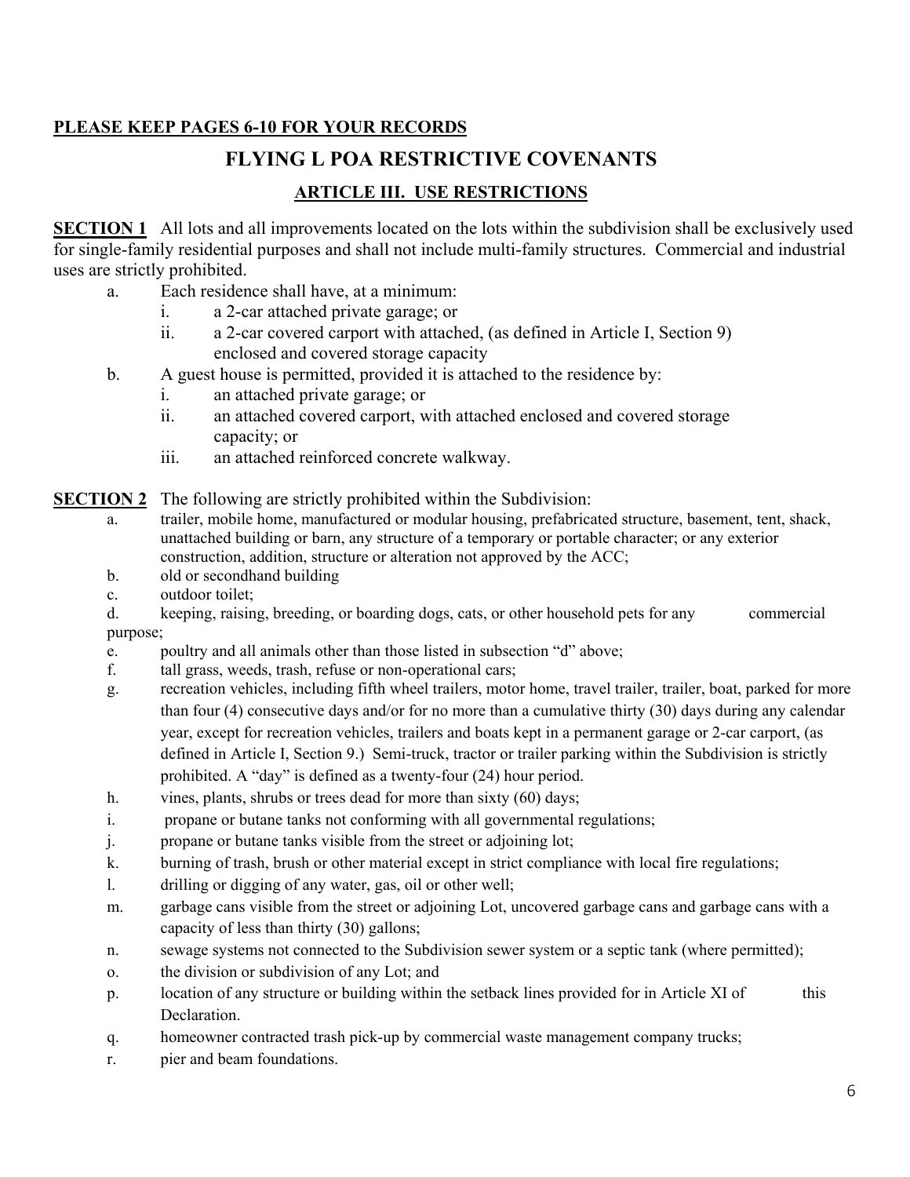**PLEASE KEEP PAGES 6-10 FOR YOUR RECORDS**

# FLYING L POA RESTRICTIVE COVENANTS

## ARTICLE III. USE RESTRICTIONS

**SECTION 1** All lots and all improvements located on the lots within the subdivision shall be exclusively used for single-family residential purposes and shall not include multi-family structures. Commercial and industrial uses are strictly prohibited.

- a. Each residence shall have, at a minimum:
  - i. a 2-car attached private garage; or
  - ii. a 2-car covered carport with attached, (as defined in Article I, Section 9) enclosed and covered storage capacity
- b. A guest house is permitted, provided it is attached to the residence by:
  - i. an attached private garage; or
  - ii. an attached covered carport, with attached enclosed and covered storage capacity; or
  - iii. an attached reinforced concrete walkway.

**SECTION 2** The following are strictly prohibited within the Subdivision:

- a. trailer, mobile home, manufactured or modular housing, prefabricated structure, basement, tent, shack, unattached building or barn, any structure of a temporary or portable character; or any exterior construction, addition, structure or alteration not approved by the ACC;
- b. old or secondhand building
- c. outdoor toilet;
- d. keeping, raising, breeding, or boarding dogs, cats, or other household pets for any commercial purpose;
- e. poultry and all animals other than those listed in subsection "d" above;
- f. tall grass, weeds, trash, refuse or non-operational cars;
- g. recreation vehicles, including fifth wheel trailers, motor home, travel trailer, trailer, boat, parked for more than four (4) consecutive days and/or for no more than a cumulative thirty (30) days during any calendar year, except for recreation vehicles, trailers and boats kept in a permanent garage or 2-car carport, (as defined in Article I, Section 9.) Semi-truck, tractor or trailer parking within the Subdivision is strictly prohibited. A "day" is defined as a twenty-four (24) hour period.
- h. vines, plants, shrubs or trees dead for more than sixty (60) days;
- i. propane or butane tanks not conforming with all governmental regulations;
- j. propane or butane tanks visible from the street or adjoining lot;
- k. burning of trash, brush or other material except in strict compliance with local fire regulations;
- l. drilling or digging of any water, gas, oil or other well;
- m. garbage cans visible from the street or adjoining Lot, uncovered garbage cans and garbage cans with a capacity of less than thirty (30) gallons;
- n. sewage systems not connected to the Subdivision sewer system or a septic tank (where permitted);
- o. the division or subdivision of any Lot; and
- p. location of any structure or building within the setback lines provided for in Article XI of this Declaration.
- q. homeowner contracted trash pick-up by commercial waste management company trucks;
- r. pier and beam foundations.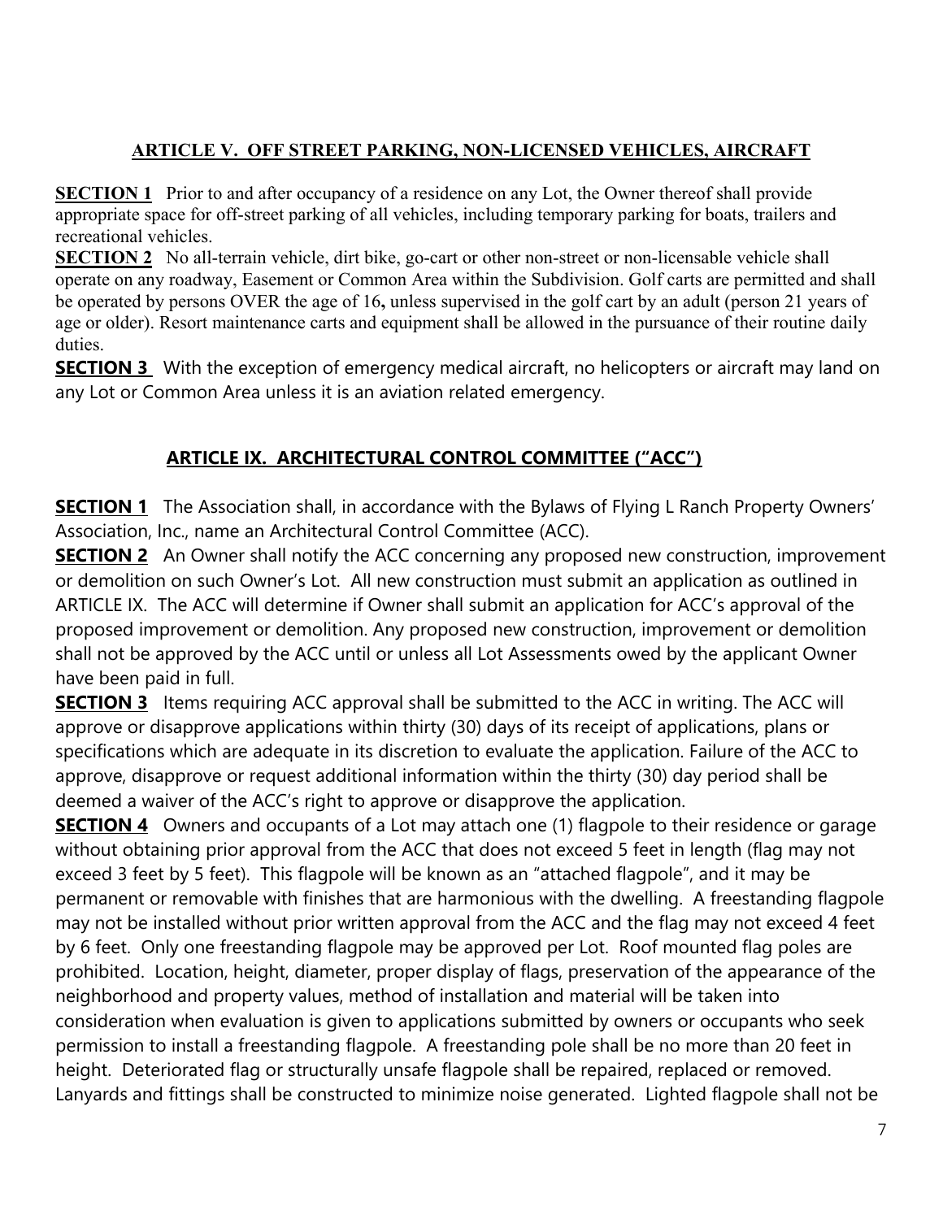## ARTICLE V. OFF STREET PARKING, NON-LICENSED VEHICLES, AIRCRAFT

**SECTION 1** Prior to and after occupancy of a residence on any Lot, the Owner thereof shall provide appropriate space for off-street parking of all vehicles, including temporary parking for boats, trailers and recreational vehicles.

**SECTION 2** No all-terrain vehicle, dirt bike, go-cart or other non-street or non-licensable vehicle shall operate on any roadway, Easement or Common Area within the Subdivision. Golf carts are permitted and shall be operated by persons OVER the age of 16**,** unless supervised in the golf cart by an adult (person 21 years of age or older). Resort maintenance carts and equipment shall be allowed in the pursuance of their routine daily duties.

**SECTION 3** With the exception of emergency medical aircraft, no helicopters or aircraft may land on any Lot or Common Area unless it is an aviation related emergency.

## ARTICLE IX. ARCHITECTURAL CONTROL COMMITTEE ("ACC")

**SECTION 1** The Association shall, in accordance with the Bylaws of Flying L Ranch Property Owners' Association, Inc., name an Architectural Control Committee (ACC).

**SECTION 2** An Owner shall notify the ACC concerning any proposed new construction, improvement or demolition on such Owner's Lot. All new construction must submit an application as outlined in ARTICLE IX. The ACC will determine if Owner shall submit an application for ACC's approval of the proposed improvement or demolition. Any proposed new construction, improvement or demolition shall not be approved by the ACC until or unless all Lot Assessments owed by the applicant Owner have been paid in full.

**SECTION 3** Items requiring ACC approval shall be submitted to the ACC in writing. The ACC will approve or disapprove applications within thirty (30) days of its receipt of applications, plans or specifications which are adequate in its discretion to evaluate the application. Failure of the ACC to approve, disapprove or request additional information within the thirty (30) day period shall be deemed a waiver of the ACC's right to approve or disapprove the application.

**SECTION 4** Owners and occupants of a Lot may attach one (1) flagpole to their residence or garage without obtaining prior approval from the ACC that does not exceed 5 feet in length (flag may not exceed 3 feet by 5 feet). This flagpole will be known as an "attached flagpole", and it may be permanent or removable with finishes that are harmonious with the dwelling. A freestanding flagpole may not be installed without prior written approval from the ACC and the flag may not exceed 4 feet by 6 feet. Only one freestanding flagpole may be approved per Lot. Roof mounted flag poles are prohibited. Location, height, diameter, proper display of flags, preservation of the appearance of the neighborhood and property values, method of installation and material will be taken into consideration when evaluation is given to applications submitted by owners or occupants who seek permission to install a freestanding flagpole. A freestanding pole shall be no more than 20 feet in height. Deteriorated flag or structurally unsafe flagpole shall be repaired, replaced or removed. Lanyards and fittings shall be constructed to minimize noise generated. Lighted flagpole shall not be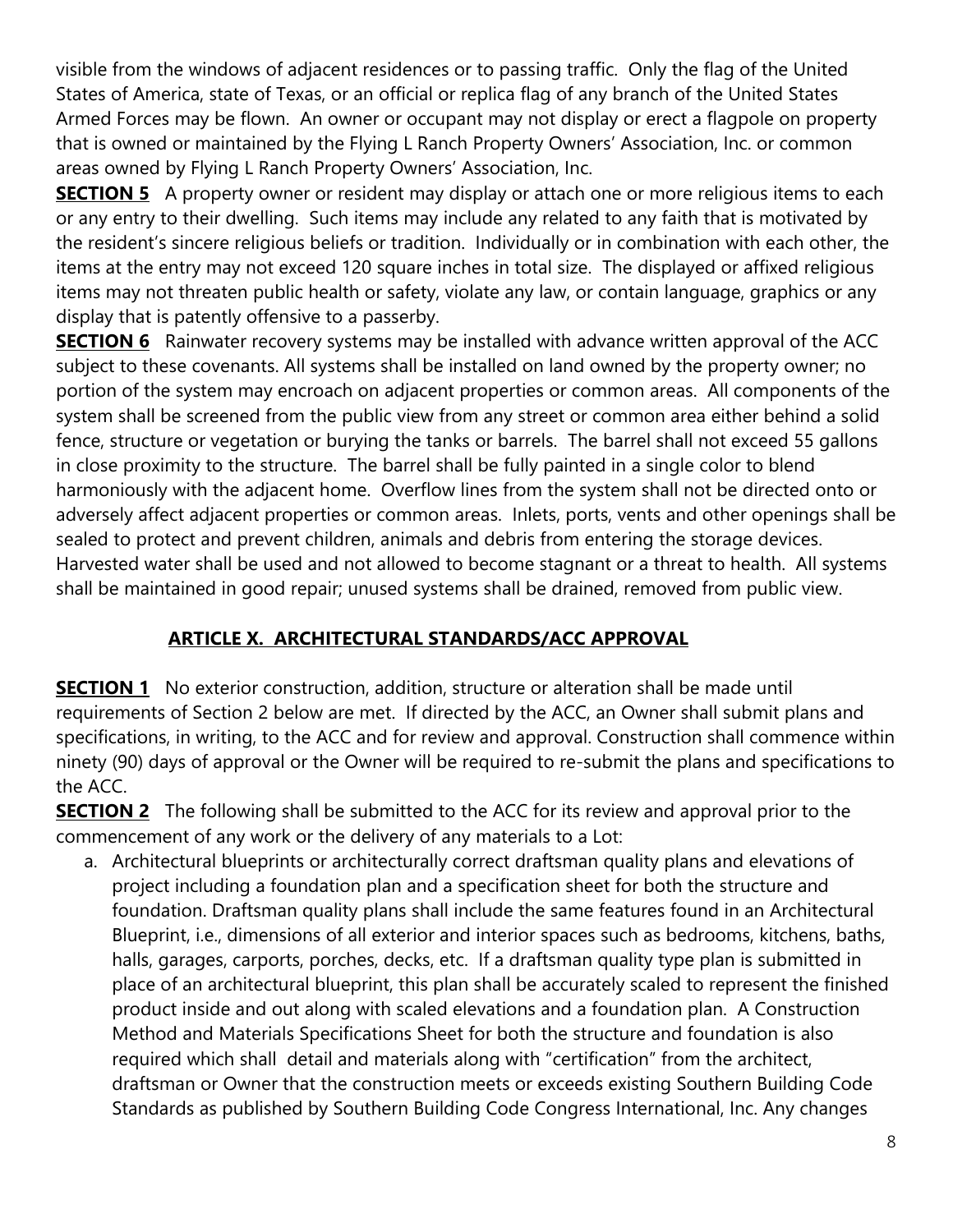visible from the windows of adjacent residences or to passing traffic. Only the flag of the United States of America, state of Texas, or an official or replica flag of any branch of the United States Armed Forces may be flown. An owner or occupant may not display or erect a flagpole on property that is owned or maintained by the Flying L Ranch Property Owners' Association, Inc. or common areas owned by Flying L Ranch Property Owners' Association, Inc.

**SECTION 5** A property owner or resident may display or attach one or more religious items to each or any entry to their dwelling. Such items may include any related to any faith that is motivated by the resident's sincere religious beliefs or tradition. Individually or in combination with each other, the items at the entry may not exceed 120 square inches in total size. The displayed or affixed religious items may not threaten public health or safety, violate any law, or contain language, graphics or any display that is patently offensive to a passerby.

**SECTION 6** Rainwater recovery systems may be installed with advance written approval of the ACC subject to these covenants. All systems shall be installed on land owned by the property owner; no portion of the system may encroach on adjacent properties or common areas. All components of the system shall be screened from the public view from any street or common area either behind a solid fence, structure or vegetation or burying the tanks or barrels. The barrel shall not exceed 55 gallons in close proximity to the structure. The barrel shall be fully painted in a single color to blend harmoniously with the adjacent home. Overflow lines from the system shall not be directed onto or adversely affect adjacent properties or common areas. Inlets, ports, vents and other openings shall be sealed to protect and prevent children, animals and debris from entering the storage devices. Harvested water shall be used and not allowed to become stagnant or a threat to health. All systems shall be maintained in good repair; unused systems shall be drained, removed from public view.

## ARTICLE X. ARCHITECTURAL STANDARDS/ACC APPROVAL

**SECTION 1** No exterior construction, addition, structure or alteration shall be made until requirements of Section 2 below are met. If directed by the ACC, an Owner shall submit plans and specifications, in writing, to the ACC and for review and approval. Construction shall commence within ninety (90) days of approval or the Owner will be required to re-submit the plans and specifications to the ACC.

**SECTION 2** The following shall be submitted to the ACC for its review and approval prior to the commencement of any work or the delivery of any materials to a Lot:

a. Architectural blueprints or architecturally correct draftsman quality plans and elevations of project including a foundation plan and a specification sheet for both the structure and foundation. Draftsman quality plans shall include the same features found in an Architectural Blueprint, i.e., dimensions of all exterior and interior spaces such as bedrooms, kitchens, baths, halls, garages, carports, porches, decks, etc. If a draftsman quality type plan is submitted in place of an architectural blueprint, this plan shall be accurately scaled to represent the finished product inside and out along with scaled elevations and a foundation plan. A Construction Method and Materials Specifications Sheet for both the structure and foundation is also required which shall detail and materials along with "certification" from the architect, draftsman or Owner that the construction meets or exceeds existing Southern Building Code Standards as published by Southern Building Code Congress International, Inc. Any changes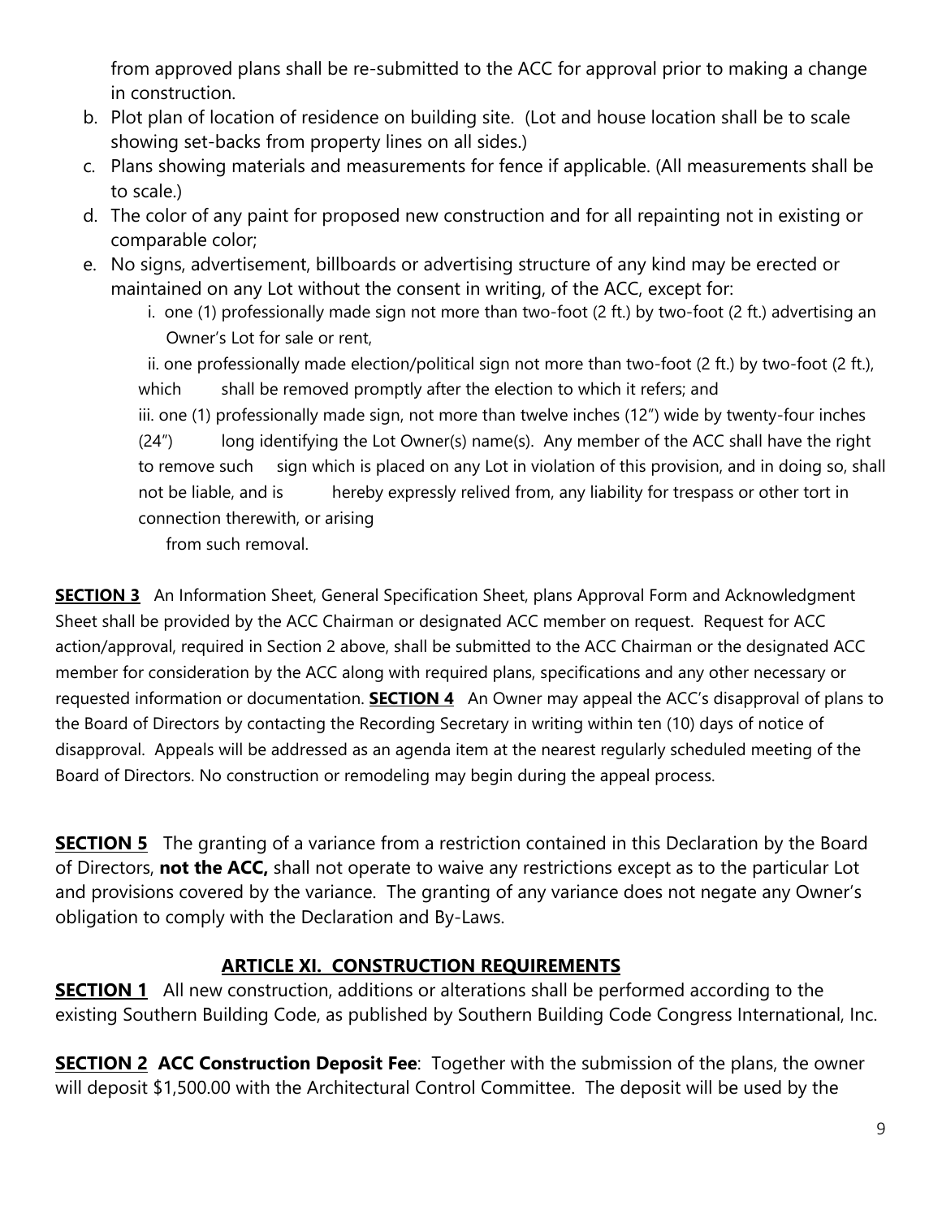from approved plans shall be re-submitted to the ACC for approval prior to making a change in construction.

b. Plot plan of location of residence on building site. (Lot and house location shall be to scale showing set-backs from property lines on all sides.)
c. Plans showing materials and measurements for fence if applicable. (All measurements shall be to scale.)
d. The color of any paint for proposed new construction and for all repainting not in existing or comparable color;
e. No signs, advertisement, billboards or advertising structure of any kind may be erected or maintained on any Lot without the consent in writing, of the ACC, except for:
   i. one (1) professionally made sign not more than two-foot (2 ft.) by two-foot (2 ft.) advertising an Owner's Lot for sale or rent,
   ii. one professionally made election/political sign not more than two-foot (2 ft.) by two-foot (2 ft.), which shall be removed promptly after the election to which it refers; and
   iii. one (1) professionally made sign, not more than twelve inches (12") wide by twenty-four inches (24") long identifying the Lot Owner(s) name(s). Any member of the ACC shall have the right to remove such sign which is placed on any Lot in violation of this provision, and in doing so, shall not be liable, and is hereby expressly relived from, any liability for trespass or other tort in connection therewith, or arising from such removal.

**SECTION 3** An Information Sheet, General Specification Sheet, plans Approval Form and Acknowledgment Sheet shall be provided by the ACC Chairman or designated ACC member on request. Request for ACC action/approval, required in Section 2 above, shall be submitted to the ACC Chairman or the designated ACC member for consideration by the ACC along with required plans, specifications and any other necessary or requested information or documentation. **SECTION 4** An Owner may appeal the ACC's disapproval of plans to the Board of Directors by contacting the Recording Secretary in writing within ten (10) days of notice of disapproval. Appeals will be addressed as an agenda item at the nearest regularly scheduled meeting of the Board of Directors. No construction or remodeling may begin during the appeal process.

**SECTION 5** The granting of a variance from a restriction contained in this Declaration by the Board of Directors, **not the ACC,** shall not operate to waive any restrictions except as to the particular Lot and provisions covered by the variance. The granting of any variance does not negate any Owner's obligation to comply with the Declaration and By-Laws.

## ARTICLE XI. CONSTRUCTION REQUIREMENTS

**SECTION 1** All new construction, additions or alterations shall be performed according to the existing Southern Building Code, as published by Southern Building Code Congress International, Inc.

**SECTION 2 ACC Construction Deposit Fee**: Together with the submission of the plans, the owner will deposit $1,500.00 with the Architectural Control Committee. The deposit will be used by the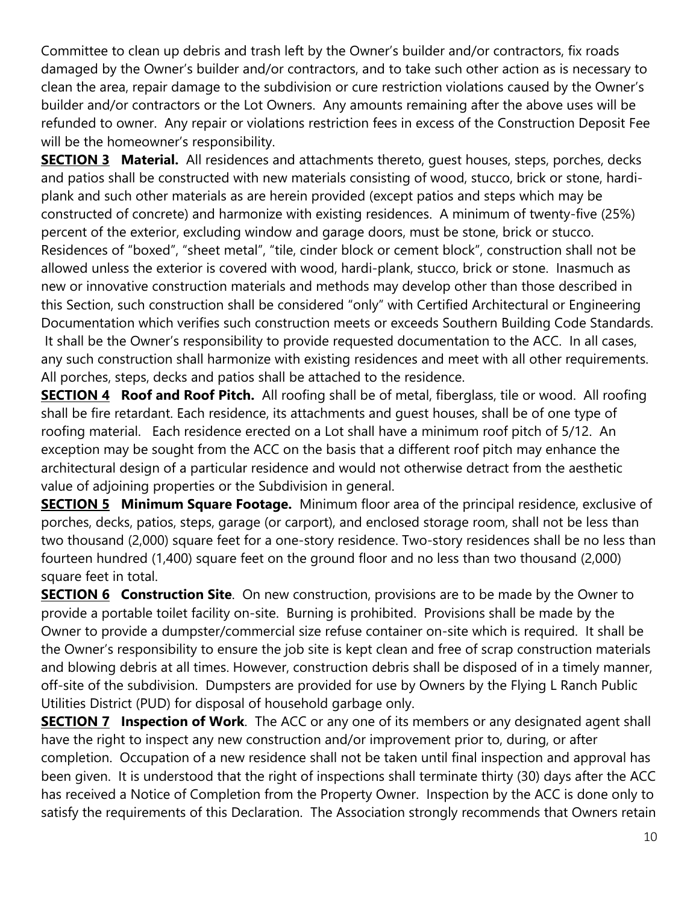Committee to clean up debris and trash left by the Owner's builder and/or contractors, fix roads damaged by the Owner's builder and/or contractors, and to take such other action as is necessary to clean the area, repair damage to the subdivision or cure restriction violations caused by the Owner's builder and/or contractors or the Lot Owners. Any amounts remaining after the above uses will be refunded to owner. Any repair or violations restriction fees in excess of the Construction Deposit Fee will be the homeowner's responsibility.

**SECTION 3 Material.** All residences and attachments thereto, guest houses, steps, porches, decks and patios shall be constructed with new materials consisting of wood, stucco, brick or stone, hardi-plank and such other materials as are herein provided (except patios and steps which may be constructed of concrete) and harmonize with existing residences. A minimum of twenty-five (25%) percent of the exterior, excluding window and garage doors, must be stone, brick or stucco. Residences of "boxed", "sheet metal", "tile, cinder block or cement block", construction shall not be allowed unless the exterior is covered with wood, hardi-plank, stucco, brick or stone. Inasmuch as new or innovative construction materials and methods may develop other than those described in this Section, such construction shall be considered "only" with Certified Architectural or Engineering Documentation which verifies such construction meets or exceeds Southern Building Code Standards. It shall be the Owner's responsibility to provide requested documentation to the ACC. In all cases, any such construction shall harmonize with existing residences and meet with all other requirements. All porches, steps, decks and patios shall be attached to the residence.

**SECTION 4 Roof and Roof Pitch.** All roofing shall be of metal, fiberglass, tile or wood. All roofing shall be fire retardant. Each residence, its attachments and guest houses, shall be of one type of roofing material. Each residence erected on a Lot shall have a minimum roof pitch of 5/12. An exception may be sought from the ACC on the basis that a different roof pitch may enhance the architectural design of a particular residence and would not otherwise detract from the aesthetic value of adjoining properties or the Subdivision in general.

**SECTION 5 Minimum Square Footage.** Minimum floor area of the principal residence, exclusive of porches, decks, patios, steps, garage (or carport), and enclosed storage room, shall not be less than two thousand (2,000) square feet for a one-story residence. Two-story residences shall be no less than fourteen hundred (1,400) square feet on the ground floor and no less than two thousand (2,000) square feet in total.

**SECTION 6 Construction Site**. On new construction, provisions are to be made by the Owner to provide a portable toilet facility on-site. Burning is prohibited. Provisions shall be made by the Owner to provide a dumpster/commercial size refuse container on-site which is required. It shall be the Owner's responsibility to ensure the job site is kept clean and free of scrap construction materials and blowing debris at all times. However, construction debris shall be disposed of in a timely manner, off-site of the subdivision. Dumpsters are provided for use by Owners by the Flying L Ranch Public Utilities District (PUD) for disposal of household garbage only.

**SECTION 7 Inspection of Work**. The ACC or any one of its members or any designated agent shall have the right to inspect any new construction and/or improvement prior to, during, or after completion. Occupation of a new residence shall not be taken until final inspection and approval has been given. It is understood that the right of inspections shall terminate thirty (30) days after the ACC has received a Notice of Completion from the Property Owner. Inspection by the ACC is done only to satisfy the requirements of this Declaration. The Association strongly recommends that Owners retain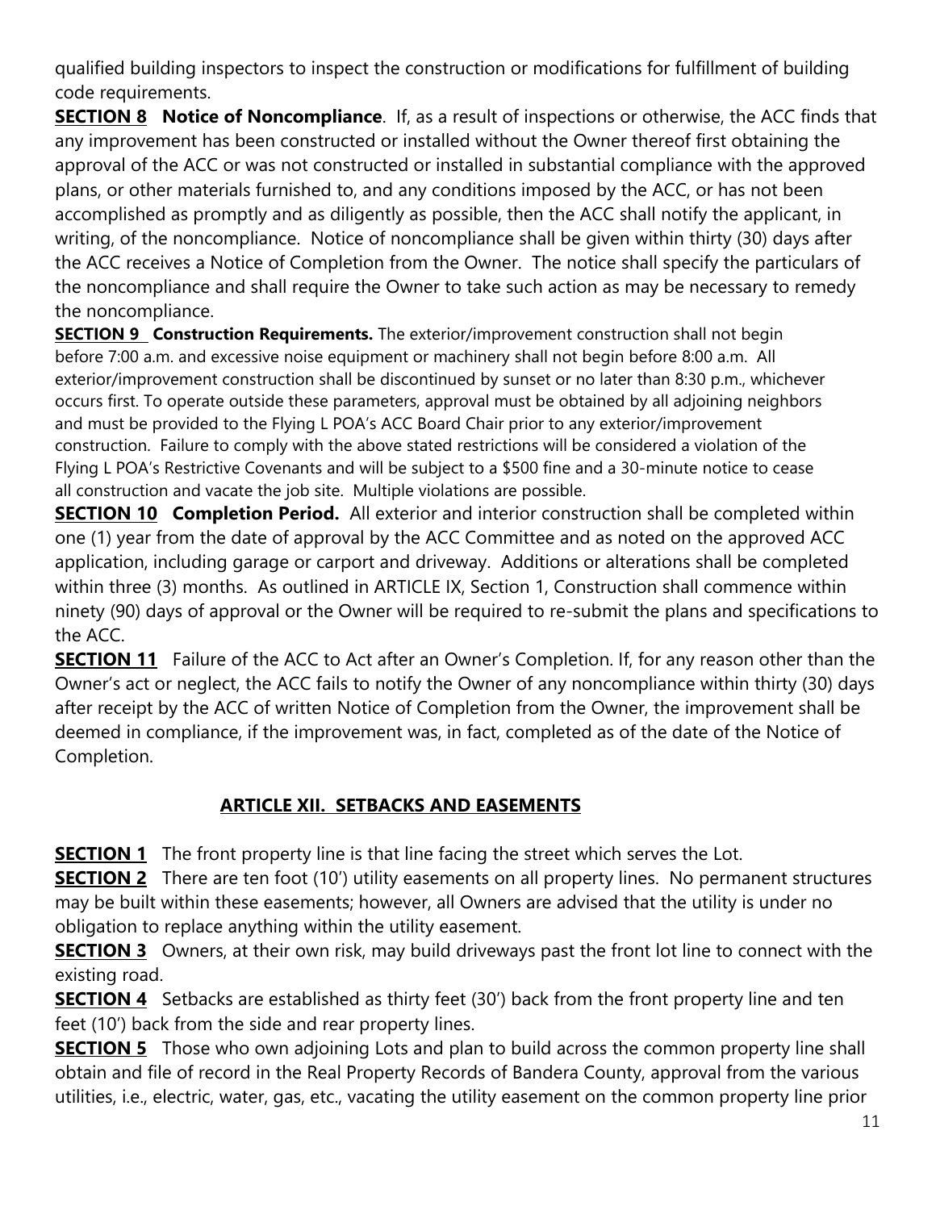qualified building inspectors to inspect the construction or modifications for fulfillment of building code requirements.

**SECTION 8 Notice of Noncompliance**. If, as a result of inspections or otherwise, the ACC finds that any improvement has been constructed or installed without the Owner thereof first obtaining the approval of the ACC or was not constructed or installed in substantial compliance with the approved plans, or other materials furnished to, and any conditions imposed by the ACC, or has not been accomplished as promptly and as diligently as possible, then the ACC shall notify the applicant, in writing, of the noncompliance. Notice of noncompliance shall be given within thirty (30) days after the ACC receives a Notice of Completion from the Owner. The notice shall specify the particulars of the noncompliance and shall require the Owner to take such action as may be necessary to remedy the noncompliance.

**SECTION 9 Construction Requirements.** The exterior/improvement construction shall not begin before 7:00 a.m. and excessive noise equipment or machinery shall not begin before 8:00 a.m. All exterior/improvement construction shall be discontinued by sunset or no later than 8:30 p.m., whichever occurs first. To operate outside these parameters, approval must be obtained by all adjoining neighbors and must be provided to the Flying L POA's ACC Board Chair prior to any exterior/improvement construction. Failure to comply with the above stated restrictions will be considered a violation of the Flying L POA's Restrictive Covenants and will be subject to a $500 fine and a 30-minute notice to cease all construction and vacate the job site. Multiple violations are possible.

**SECTION 10 Completion Period.** All exterior and interior construction shall be completed within one (1) year from the date of approval by the ACC Committee and as noted on the approved ACC application, including garage or carport and driveway. Additions or alterations shall be completed within three (3) months. As outlined in ARTICLE IX, Section 1, Construction shall commence within ninety (90) days of approval or the Owner will be required to re-submit the plans and specifications to the ACC.

**SECTION 11** Failure of the ACC to Act after an Owner's Completion. If, for any reason other than the Owner's act or neglect, the ACC fails to notify the Owner of any noncompliance within thirty (30) days after receipt by the ACC of written Notice of Completion from the Owner, the improvement shall be deemed in compliance, if the improvement was, in fact, completed as of the date of the Notice of Completion.

## ARTICLE XII. SETBACKS AND EASEMENTS

**SECTION 1** The front property line is that line facing the street which serves the Lot.

**SECTION 2** There are ten foot (10') utility easements on all property lines. No permanent structures may be built within these easements; however, all Owners are advised that the utility is under no obligation to replace anything within the utility easement.

**SECTION 3** Owners, at their own risk, may build driveways past the front lot line to connect with the existing road.

**SECTION 4** Setbacks are established as thirty feet (30') back from the front property line and ten feet (10') back from the side and rear property lines.

**SECTION 5** Those who own adjoining Lots and plan to build across the common property line shall obtain and file of record in the Real Property Records of Bandera County, approval from the various utilities, i.e., electric, water, gas, etc., vacating the utility easement on the common property line prior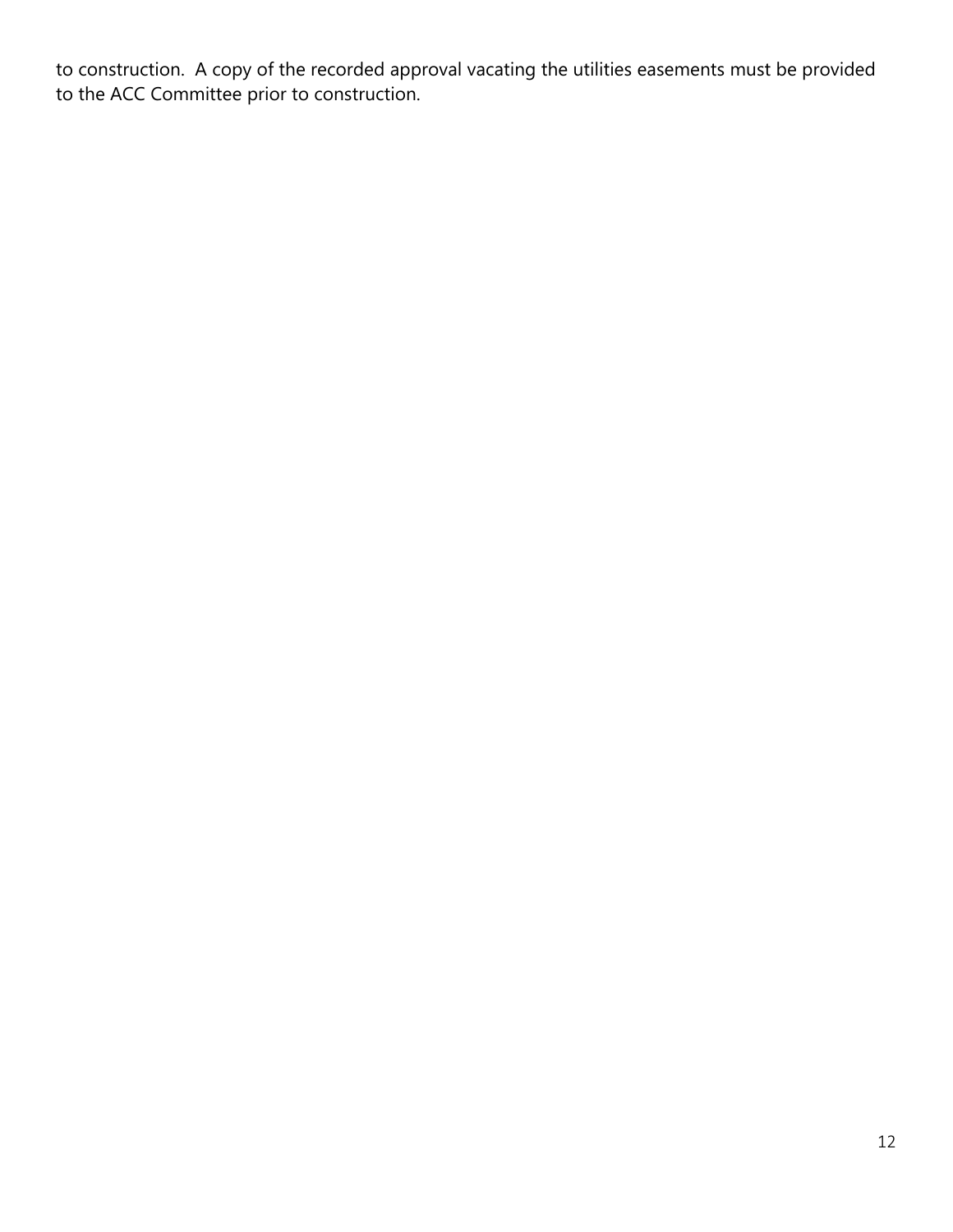to construction. A copy of the recorded approval vacating the utilities easements must be provided to the ACC Committee prior to construction.